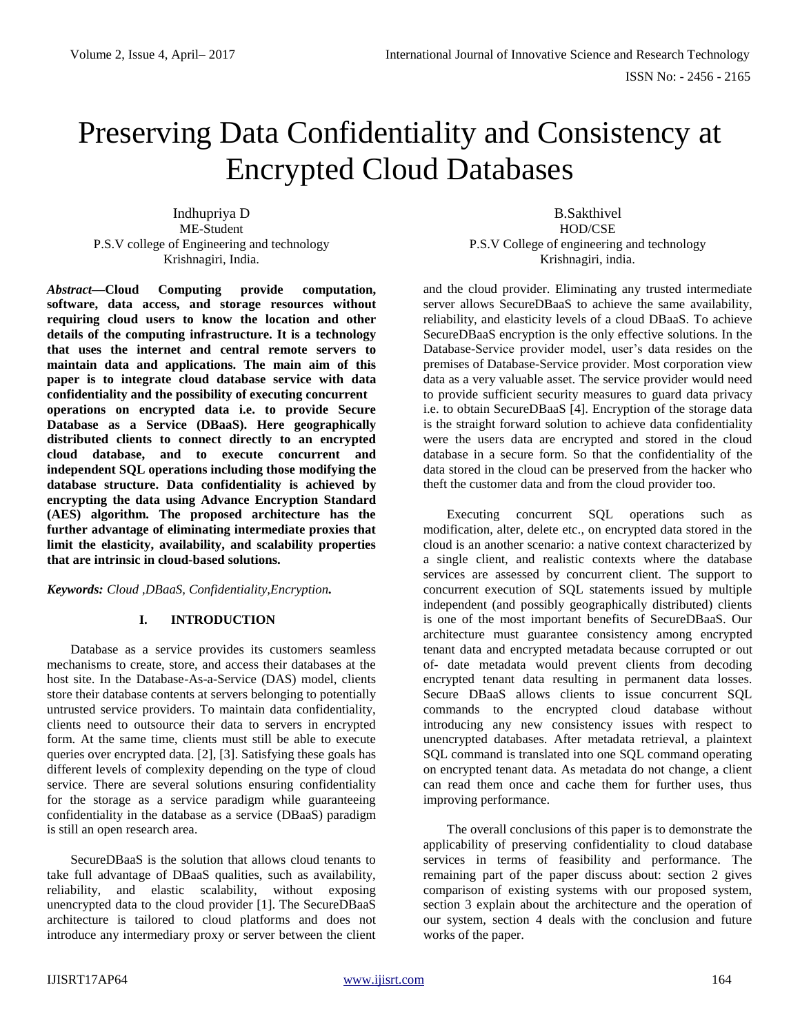# Preserving Data Confidentiality and Consistency at Encrypted Cloud Databases

Indhupriya D
ME-Student
P.S.V college of Engineering and technology
Krishnagiri, India.

B.Sakthivel
HOD/CSE
P.S.V College of engineering and technology
Krishnagiri, india.

***Abstract*****—Cloud Computing provide computation, software, data access, and storage resources without requiring cloud users to know the location and other details of the computing infrastructure. It is a technology that uses the internet and central remote servers to maintain data and applications. The main aim of this paper is to integrate cloud database service with data confidentiality and the possibility of executing concurrent operations on encrypted data i.e. to provide Secure Database as a Service (DBaaS). Here geographically distributed clients to connect directly to an encrypted cloud database, and to execute concurrent and independent SQL operations including those modifying the database structure. Data confidentiality is achieved by encrypting the data using Advance Encryption Standard (AES) algorithm. The proposed architecture has the further advantage of eliminating intermediate proxies that limit the elasticity, availability, and scalability properties that are intrinsic in cloud-based solutions.**

***Keywords:*** *Cloud ,DBaaS, Confidentiality,Encryption.*

## I. INTRODUCTION

Database as a service provides its customers seamless mechanisms to create, store, and access their databases at the host site. In the Database-As-a-Service (DAS) model, clients store their database contents at servers belonging to potentially untrusted service providers. To maintain data confidentiality, clients need to outsource their data to servers in encrypted form. At the same time, clients must still be able to execute queries over encrypted data. [2], [3]. Satisfying these goals has different levels of complexity depending on the type of cloud service. There are several solutions ensuring confidentiality for the storage as a service paradigm while guaranteeing confidentiality in the database as a service (DBaaS) paradigm is still an open research area.

SecureDBaaS is the solution that allows cloud tenants to take full advantage of DBaaS qualities, such as availability, reliability, and elastic scalability, without exposing unencrypted data to the cloud provider [1]. The SecureDBaaS architecture is tailored to cloud platforms and does not introduce any intermediary proxy or server between the client and the cloud provider. Eliminating any trusted intermediate server allows SecureDBaaS to achieve the same availability, reliability, and elasticity levels of a cloud DBaaS. To achieve SecureDBaaS encryption is the only effective solutions. In the Database-Service provider model, user's data resides on the premises of Database-Service provider. Most corporation view data as a very valuable asset. The service provider would need to provide sufficient security measures to guard data privacy i.e. to obtain SecureDBaaS [4]. Encryption of the storage data is the straight forward solution to achieve data confidentiality were the users data are encrypted and stored in the cloud database in a secure form. So that the confidentiality of the data stored in the cloud can be preserved from the hacker who theft the customer data and from the cloud provider too.

Executing concurrent SQL operations such as modification, alter, delete etc., on encrypted data stored in the cloud is an another scenario: a native context characterized by a single client, and realistic contexts where the database services are assessed by concurrent client. The support to concurrent execution of SQL statements issued by multiple independent (and possibly geographically distributed) clients is one of the most important benefits of SecureDBaaS. Our architecture must guarantee consistency among encrypted tenant data and encrypted metadata because corrupted or out of- date metadata would prevent clients from decoding encrypted tenant data resulting in permanent data losses. Secure DBaaS allows clients to issue concurrent SQL commands to the encrypted cloud database without introducing any new consistency issues with respect to unencrypted databases. After metadata retrieval, a plaintext SQL command is translated into one SQL command operating on encrypted tenant data. As metadata do not change, a client can read them once and cache them for further uses, thus improving performance.

The overall conclusions of this paper is to demonstrate the applicability of preserving confidentiality to cloud database services in terms of feasibility and performance. The remaining part of the paper discuss about: section 2 gives comparison of existing systems with our proposed system, section 3 explain about the architecture and the operation of our system, section 4 deals with the conclusion and future works of the paper.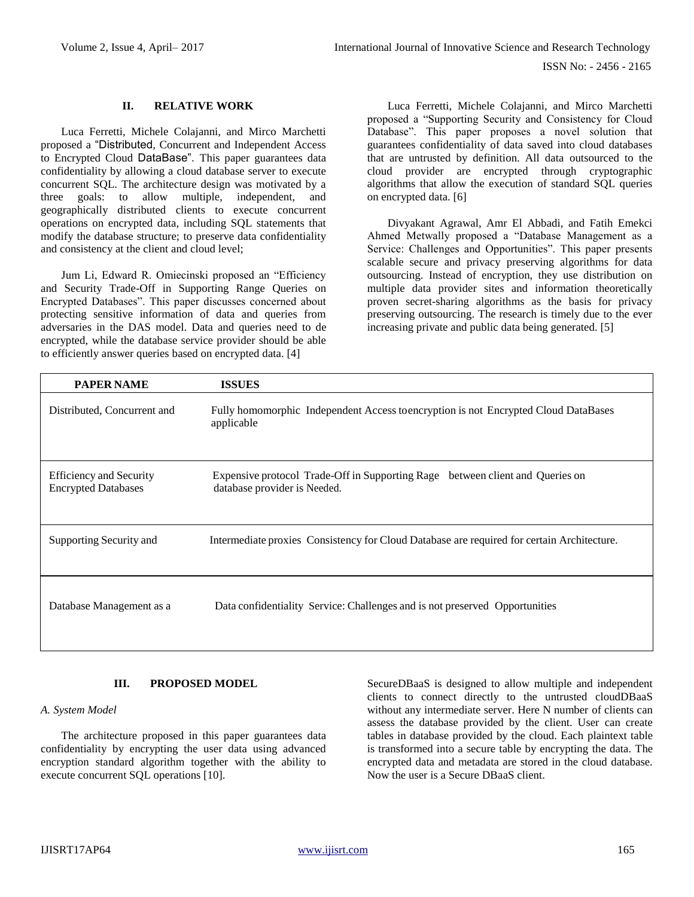## II. RELATIVE WORK

Luca Ferretti, Michele Colajanni, and Mirco Marchetti proposed a "Distributed, Concurrent and Independent Access to Encrypted Cloud DataBase". This paper guarantees data confidentiality by allowing a cloud database server to execute concurrent SQL. The architecture design was motivated by a three goals: to allow multiple, independent, and geographically distributed clients to execute concurrent operations on encrypted data, including SQL statements that modify the database structure; to preserve data confidentiality and consistency at the client and cloud level;

Jum Li, Edward R. Omiecinski proposed an "Efficiency and Security Trade-Off in Supporting Range Queries on Encrypted Databases". This paper discusses concerned about protecting sensitive information of data and queries from adversaries in the DAS model. Data and queries need to de encrypted, while the database service provider should be able to efficiently answer queries based on encrypted data. [4]

Luca Ferretti, Michele Colajanni, and Mirco Marchetti proposed a "Supporting Security and Consistency for Cloud Database". This paper proposes a novel solution that guarantees confidentiality of data saved into cloud databases that are untrusted by definition. All data outsourced to the cloud provider are encrypted through cryptographic algorithms that allow the execution of standard SQL queries on encrypted data. [6]

Divyakant Agrawal, Amr El Abbadi, and Fatih Emekci Ahmed Metwally proposed a "Database Management as a Service: Challenges and Opportunities". This paper presents scalable secure and privacy preserving algorithms for data outsourcing. Instead of encryption, they use distribution on multiple data provider sites and information theoretically proven secret-sharing algorithms as the basis for privacy preserving outsourcing. The research is timely due to the ever increasing private and public data being generated. [5]

| PAPER NAME | ISSUES |
|---|---|
| Distributed, Concurrent and | Fully homomorphic Independent Access toencryption is not Encrypted Cloud DataBases applicable |
| Efficiency and Security Encrypted Databases | Expensive protocol Trade-Off in Supporting Rage between client and Queries on database provider is Needed. |
| Supporting Security and | Intermediate proxies Consistency for Cloud Database are required for certain Architecture. |
| Database Management as a | Data confidentiality Service: Challenges and is not preserved Opportunities |

## III. PROPOSED MODEL

### *A. System Model*

The architecture proposed in this paper guarantees data confidentiality by encrypting the user data using advanced encryption standard algorithm together with the ability to execute concurrent SQL operations [10].

SecureDBaaS is designed to allow multiple and independent clients to connect directly to the untrusted cloudDBaaS without any intermediate server. Here N number of clients can assess the database provided by the client. User can create tables in database provided by the cloud. Each plaintext table is transformed into a secure table by encrypting the data. The encrypted data and metadata are stored in the cloud database. Now the user is a Secure DBaaS client.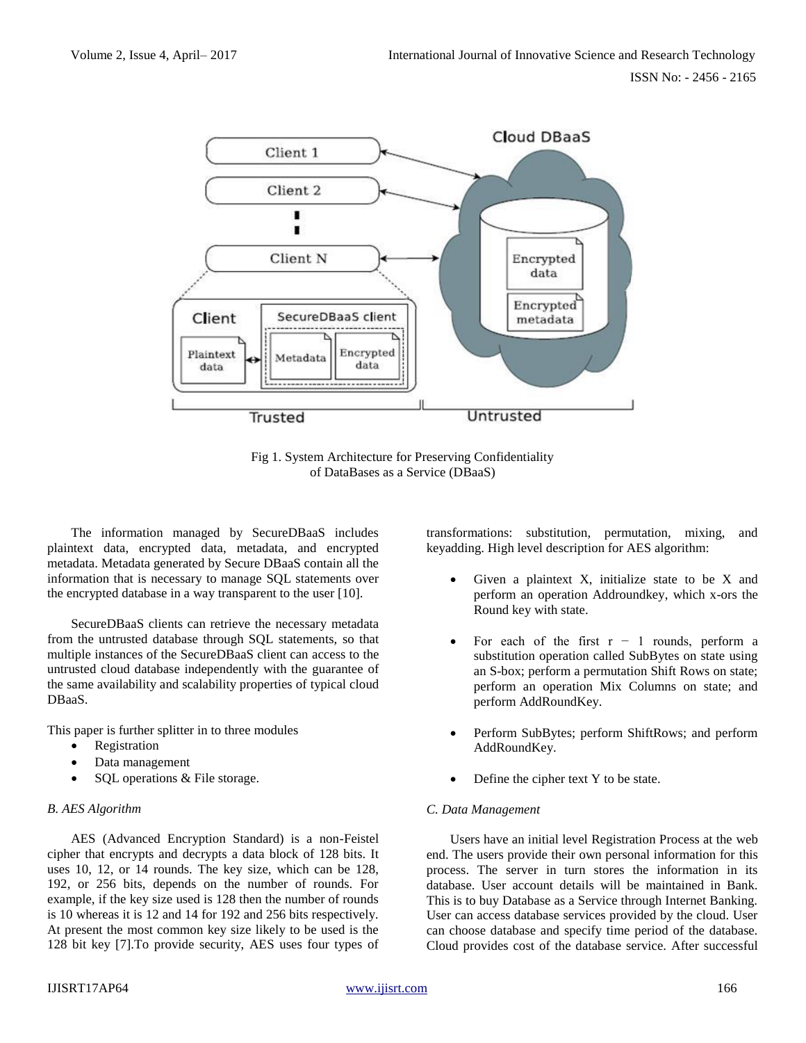Fig 1. System Architecture for Preserving Confidentiality of DataBases as a Service (DBaaS)

The information managed by SecureDBaaS includes plaintext data, encrypted data, metadata, and encrypted metadata. Metadata generated by Secure DBaaS contain all the information that is necessary to manage SQL statements over the encrypted database in a way transparent to the user [10].

SecureDBaaS clients can retrieve the necessary metadata from the untrusted database through SQL statements, so that multiple instances of the SecureDBaaS client can access to the untrusted cloud database independently with the guarantee of the same availability and scalability properties of typical cloud DBaaS.

This paper is further splitter in to three modules

- Registration
- Data management
- SQL operations & File storage.

### *B. AES Algorithm*

AES (Advanced Encryption Standard) is a non-Feistel cipher that encrypts and decrypts a data block of 128 bits. It uses 10, 12, or 14 rounds. The key size, which can be 128, 192, or 256 bits, depends on the number of rounds. For example, if the key size used is 128 then the number of rounds is 10 whereas it is 12 and 14 for 192 and 256 bits respectively. At present the most common key size likely to be used is the 128 bit key [7].To provide security, AES uses four types of transformations: substitution, permutation, mixing, and keyadding. High level description for AES algorithm:

- Given a plaintext X, initialize state to be X and perform an operation Addroundkey, which x-ors the Round key with state.
- For each of the first $r - 1$ rounds, perform a substitution operation called SubBytes on state using an S-box; perform a permutation Shift Rows on state; perform an operation Mix Columns on state; and perform AddRoundKey.
- Perform SubBytes; perform ShiftRows; and perform AddRoundKey.
- Define the cipher text Y to be state.

### *C. Data Management*

Users have an initial level Registration Process at the web end. The users provide their own personal information for this process. The server in turn stores the information in its database. User account details will be maintained in Bank. This is to buy Database as a Service through Internet Banking. User can access database services provided by the cloud. User can choose database and specify time period of the database. Cloud provides cost of the database service. After successful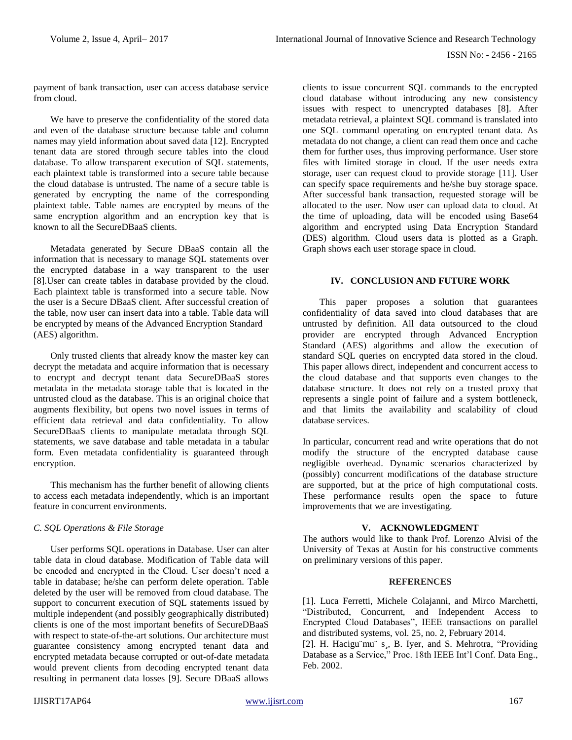payment of bank transaction, user can access database service from cloud.

We have to preserve the confidentiality of the stored data and even of the database structure because table and column names may yield information about saved data [12]. Encrypted tenant data are stored through secure tables into the cloud database. To allow transparent execution of SQL statements, each plaintext table is transformed into a secure table because the cloud database is untrusted. The name of a secure table is generated by encrypting the name of the corresponding plaintext table. Table names are encrypted by means of the same encryption algorithm and an encryption key that is known to all the SecureDBaaS clients.

Metadata generated by Secure DBaaS contain all the information that is necessary to manage SQL statements over the encrypted database in a way transparent to the user [8].User can create tables in database provided by the cloud. Each plaintext table is transformed into a secure table. Now the user is a Secure DBaaS client. After successful creation of the table, now user can insert data into a table. Table data will be encrypted by means of the Advanced Encryption Standard (AES) algorithm.

Only trusted clients that already know the master key can decrypt the metadata and acquire information that is necessary to encrypt and decrypt tenant data SecureDBaaS stores metadata in the metadata storage table that is located in the untrusted cloud as the database. This is an original choice that augments flexibility, but opens two novel issues in terms of efficient data retrieval and data confidentiality. To allow SecureDBaaS clients to manipulate metadata through SQL statements, we save database and table metadata in a tabular form. Even metadata confidentiality is guaranteed through encryption.

This mechanism has the further benefit of allowing clients to access each metadata independently, which is an important feature in concurrent environments.

### *C. SQL Operations & File Storage*

User performs SQL operations in Database. User can alter table data in cloud database. Modification of Table data will be encoded and encrypted in the Cloud. User doesn't need a table in database; he/she can perform delete operation. Table deleted by the user will be removed from cloud database. The support to concurrent execution of SQL statements issued by multiple independent (and possibly geographically distributed) clients is one of the most important benefits of SecureDBaaS with respect to state-of-the-art solutions. Our architecture must guarantee consistency among encrypted tenant data and encrypted metadata because corrupted or out-of-date metadata would prevent clients from decoding encrypted tenant data resulting in permanent data losses [9]. Secure DBaaS allows clients to issue concurrent SQL commands to the encrypted cloud database without introducing any new consistency issues with respect to unencrypted databases [8]. After metadata retrieval, a plaintext SQL command is translated into one SQL command operating on encrypted tenant data. As metadata do not change, a client can read them once and cache them for further uses, thus improving performance. User store files with limited storage in cloud. If the user needs extra storage, user can request cloud to provide storage [11]. User can specify space requirements and he/she buy storage space. After successful bank transaction, requested storage will be allocated to the user. Now user can upload data to cloud. At the time of uploading, data will be encoded using Base64 algorithm and encrypted using Data Encryption Standard (DES) algorithm. Cloud users data is plotted as a Graph. Graph shows each user storage space in cloud.

## IV. CONCLUSION AND FUTURE WORK

This paper proposes a solution that guarantees confidentiality of data saved into cloud databases that are untrusted by definition. All data outsourced to the cloud provider are encrypted through Advanced Encryption Standard (AES) algorithms and allow the execution of standard SQL queries on encrypted data stored in the cloud. This paper allows direct, independent and concurrent access to the cloud database and that supports even changes to the database structure. It does not rely on a trusted proxy that represents a single point of failure and a system bottleneck, and that limits the availability and scalability of cloud database services.

In particular, concurrent read and write operations that do not modify the structure of the encrypted database cause negligible overhead. Dynamic scenarios characterized by (possibly) concurrent modifications of the database structure are supported, but at the price of high computational costs. These performance results open the space to future improvements that we are investigating.

## V. ACKNOWLEDGMENT

The authors would like to thank Prof. Lorenzo Alvisi of the University of Texas at Austin for his constructive comments on preliminary versions of this paper.

## REFERENCES

[1]. Luca Ferretti, Michele Colajanni, and Mirco Marchetti, "Distributed, Concurrent, and Independent Access to Encrypted Cloud Databases", IEEE transactions on parallel and distributed systems, vol. 25, no. 2, February 2014.

[2]. H. Hacigu¨mu¨ s¸, B. Iyer, and S. Mehrotra, "Providing Database as a Service," Proc. 18th IEEE Int'l Conf. Data Eng., Feb. 2002.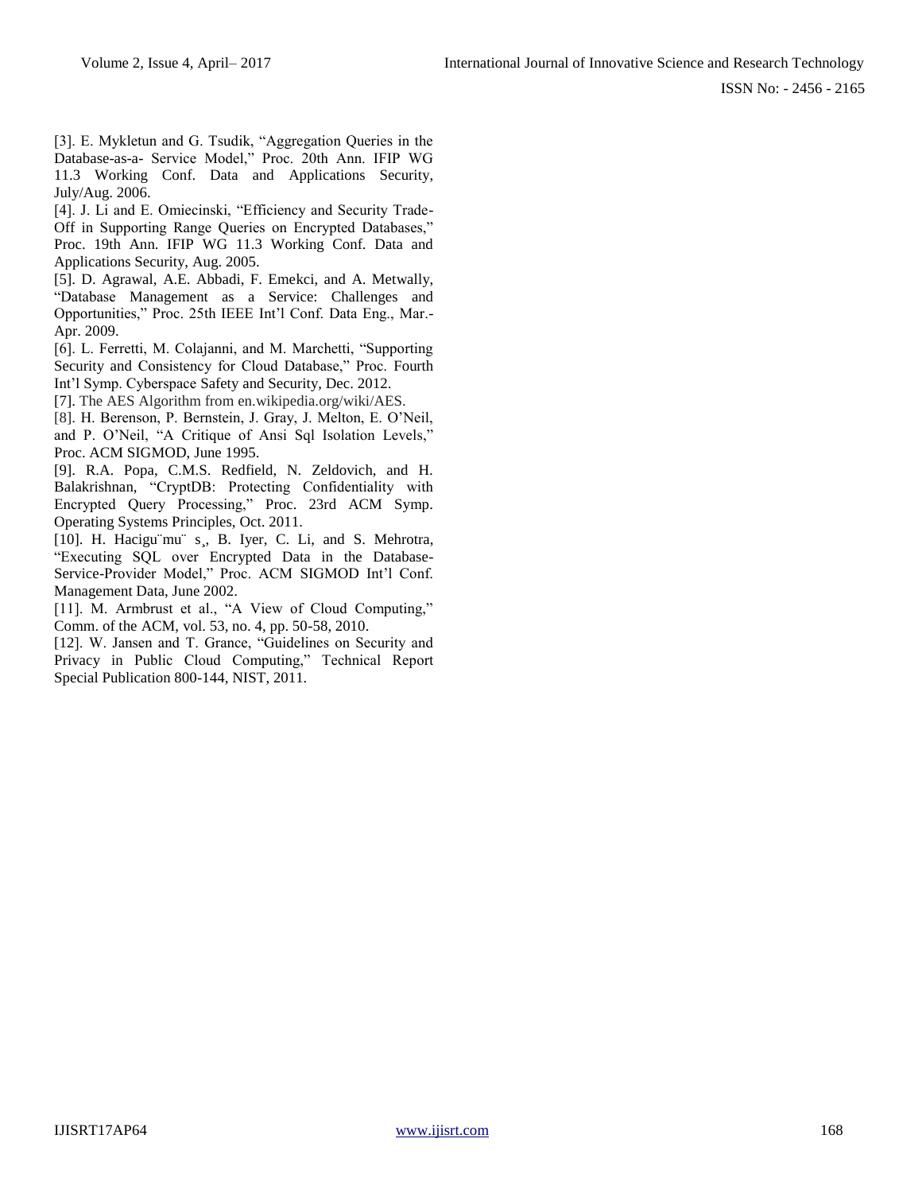[3]. E. Mykletun and G. Tsudik, “Aggregation Queries in the Database-as-a- Service Model,” Proc. 20th Ann. IFIP WG 11.3 Working Conf. Data and Applications Security, July/Aug. 2006.

[4]. J. Li and E. Omiecinski, “Efficiency and Security Trade-Off in Supporting Range Queries on Encrypted Databases,” Proc. 19th Ann. IFIP WG 11.3 Working Conf. Data and Applications Security, Aug. 2005.

[5]. D. Agrawal, A.E. Abbadi, F. Emekci, and A. Metwally, “Database Management as a Service: Challenges and Opportunities,” Proc. 25th IEEE Int’l Conf. Data Eng., Mar.-Apr. 2009.

[6]. L. Ferretti, M. Colajanni, and M. Marchetti, “Supporting Security and Consistency for Cloud Database,” Proc. Fourth Int’l Symp. Cyberspace Safety and Security, Dec. 2012.

[7]. The AES Algorithm from en.wikipedia.org/wiki/AES.

[8]. H. Berenson, P. Bernstein, J. Gray, J. Melton, E. O’Neil, and P. O’Neil, “A Critique of Ansi Sql Isolation Levels,” Proc. ACM SIGMOD, June 1995.

[9]. R.A. Popa, C.M.S. Redfield, N. Zeldovich, and H. Balakrishnan, “CryptDB: Protecting Confidentiality with Encrypted Query Processing,” Proc. 23rd ACM Symp. Operating Systems Principles, Oct. 2011.

[10]. H. Hacigu¨mu¨ s¸, B. Iyer, C. Li, and S. Mehrotra, “Executing SQL over Encrypted Data in the Database-Service-Provider Model,” Proc. ACM SIGMOD Int’l Conf. Management Data, June 2002.

[11]. M. Armbrust et al., “A View of Cloud Computing,” Comm. of the ACM, vol. 53, no. 4, pp. 50-58, 2010.

[12]. W. Jansen and T. Grance, “Guidelines on Security and Privacy in Public Cloud Computing,” Technical Report Special Publication 800-144, NIST, 2011.